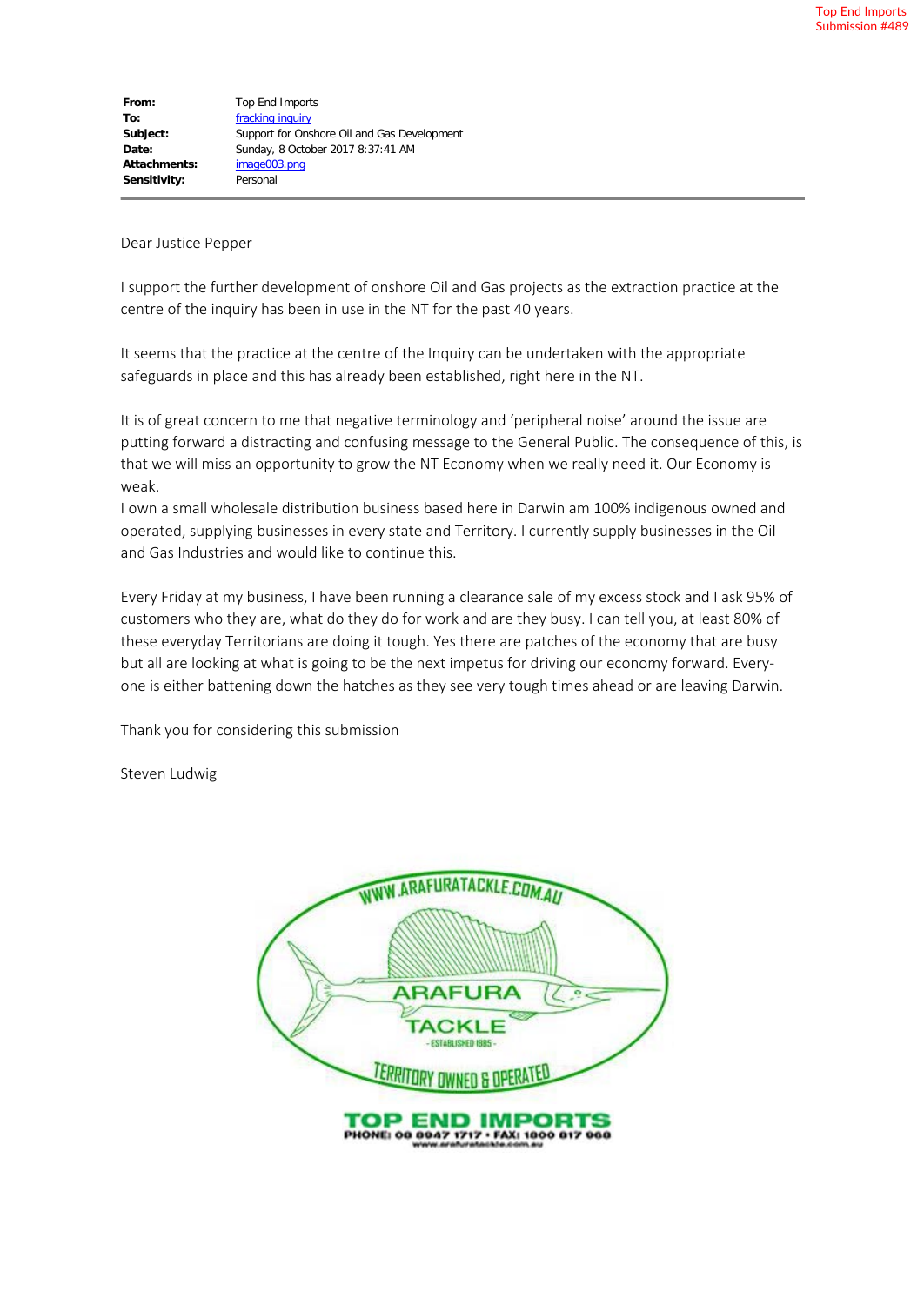Top End Imports
Submission #489

| | |
|---|---|
| **From:** | Top End Imports |
| **To:** | fracking inquiry |
| **Subject:** | Support for Onshore Oil and Gas Development |
| **Date:** | Sunday, 8 October 2017 8:37:41 AM |
| **Attachments:** | image003.png |
| **Sensitivity:** | Personal |

---

Dear Justice Pepper

I support the further development of onshore Oil and Gas projects as the extraction practice at the centre of the inquiry has been in use in the NT for the past 40 years.

It seems that the practice at the centre of the Inquiry can be undertaken with the appropriate safeguards in place and this has already been established, right here in the NT.

It is of great concern to me that negative terminology and 'peripheral noise' around the issue are putting forward a distracting and confusing message to the General Public. The consequence of this, is that we will miss an opportunity to grow the NT Economy when we really need it. Our Economy is weak.
I own a small wholesale distribution business based here in Darwin am 100% indigenous owned and operated, supplying businesses in every state and Territory. I currently supply businesses in the Oil and Gas Industries and would like to continue this.

Every Friday at my business, I have been running a clearance sale of my excess stock and I ask 95% of customers who they are, what do they do for work and are they busy. I can tell you, at least 80% of these everyday Territorians are doing it tough. Yes there are patches of the economy that are busy but all are looking at what is going to be the next impetus for driving our economy forward. Every-one is either battening down the hatches as they see very tough times ahead or are leaving Darwin.

Thank you for considering this submission

Steven Ludwig

WWW.ARAFURATACKLE.COM.AU
ARAFURA TACKLE
- ESTABLISHED 1985 -
TERRITORY OWNED & OPERATED

TOP END IMPORTS
PHONE: 08 8947 1717 • FAX: 1800 817 968
www.arafuratackle.com.au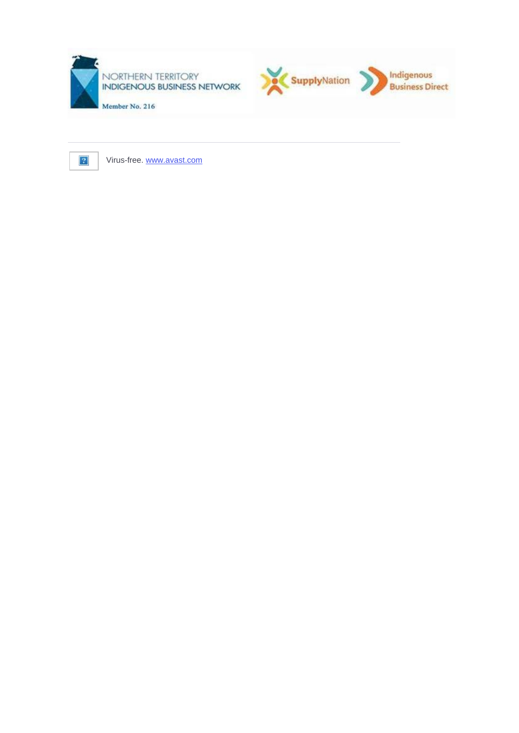NORTHERN TERRITORY INDIGENOUS BUSINESS NETWORK

Member No. 216

SupplyNation

Indigenous Business Direct

---

Virus-free. www.avast.com